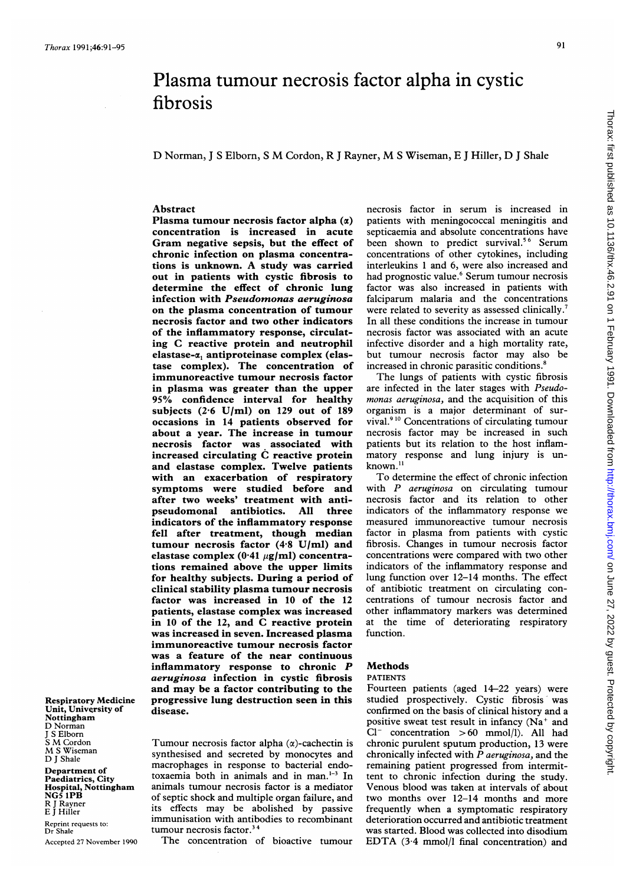# Plasma tumour necrosis factor alpha in cystic fibrosis

D Norman, J S Elborn, S M Cordon, R J Rayner, M S Wiseman, E J Hiller, D J Shale

## Abstract

**Plasma tumour necrosis factor alpha ($\alpha$) concentration is increased in acute Gram negative sepsis, but the effect of chronic infection on plasma concentrations is unknown. A study was carried out in patients with cystic fibrosis to determine the effect of chronic lung infection with *Pseudomonas aeruginosa* on the plasma concentration of tumour necrosis factor and two other indicators of the inflammatory response, circulating C reactive protein and neutrophil elastase-$\alpha_1$ antiproteinase complex (elastase complex). The concentration of immunoreactive tumour necrosis factor in plasma was greater than the upper 95% confidence interval for healthy subjects (2·6 U/ml) on 129 out of 189 occasions in 14 patients observed for about a year. The increase in tumour necrosis factor was associated with increased circulating C reactive protein and elastase complex. Twelve patients with an exacerbation of respiratory symptoms were studied before and after two weeks' treatment with antipseudomonal antibiotics. All three indicators of the inflammatory response fell after treatment, though median tumour necrosis factor (4·8 U/ml) and elastase complex (0·41 $\mu$g/ml) concentrations remained above the upper limits for healthy subjects. During a period of clinical stability plasma tumour necrosis factor was increased in 10 of the 12 patients, elastase complex was increased in 10 of the 12, and C reactive protein was increased in seven. Increased plasma immunoreactive tumour necrosis factor was a feature of the near continuous inflammatory response to chronic *P aeruginosa* infection in cystic fibrosis and may be a factor contributing to the progressive lung destruction seen in this disease.**

Respiratory Medicine Unit, University of Nottingham
D Norman
J S Elborn
S M Cordon
M S Wiseman
D J Shale

Department of Paediatrics, City Hospital, Nottingham NG5 1PB
R J Rayner
E J Hiller

Reprint requests to: Dr Shale

Accepted 27 November 1990

Tumour necrosis factor alpha ($\alpha$)-cachectin is synthesised and secreted by monocytes and macrophages in response to bacterial endotoxaemia both in animals and in man.[1-3] In animals tumour necrosis factor is a mediator of septic shock and multiple organ failure, and its effects may be abolished by passive immunisation with antibodies to recombinant tumour necrosis factor.[3,4]

The concentration of bioactive tumour necrosis factor in serum is increased in patients with meningococcal meningitis and septicaemia and absolute concentrations have been shown to predict survival.[5,6] Serum concentrations of other cytokines, including interleukins 1 and 6, were also increased and had prognostic value.[6] Serum tumour necrosis factor was also increased in patients with falciparum malaria and the concentrations were related to severity as assessed clinically.[7] In all these conditions the increase in tumour necrosis factor was associated with an acute infective disorder and a high mortality rate, but tumour necrosis factor may also be increased in chronic parasitic conditions.[8]

The lungs of patients with cystic fibrosis are infected in the later stages with *Pseudomonas aeruginosa*, and the acquisition of this organism is a major determinant of survival.[9,10] Concentrations of circulating tumour necrosis factor may be increased in such patients but its relation to the host inflammatory response and lung injury is unknown.[11]

To determine the effect of chronic infection with *P aeruginosa* on circulating tumour necrosis factor and its relation to other indicators of the inflammatory response we measured immunoreactive tumour necrosis factor in plasma from patients with cystic fibrosis. Changes in tumour necrosis factor concentrations were compared with two other indicators of the inflammatory response and lung function over 12–14 months. The effect of antibiotic treatment on circulating concentrations of tumour necrosis factor and other inflammatory markers was determined at the time of deteriorating respiratory function.

## Methods

### PATIENTS

Fourteen patients (aged 14–22 years) were studied prospectively. Cystic fibrosis was confirmed on the basis of clinical history and a positive sweat test result in infancy ($Na^+$ and $Cl^-$ concentration >60 mmol/l). All had chronic purulent sputum production, 13 were chronically infected with *P aeruginosa*, and the remaining patient progressed from intermittent to chronic infection during the study. Venous blood was taken at intervals of about two months over 12–14 months and more frequently when a symptomatic respiratory deterioration occurred and antibiotic treatment was started. Blood was collected into disodium EDTA (3·4 mmol/l final concentration) and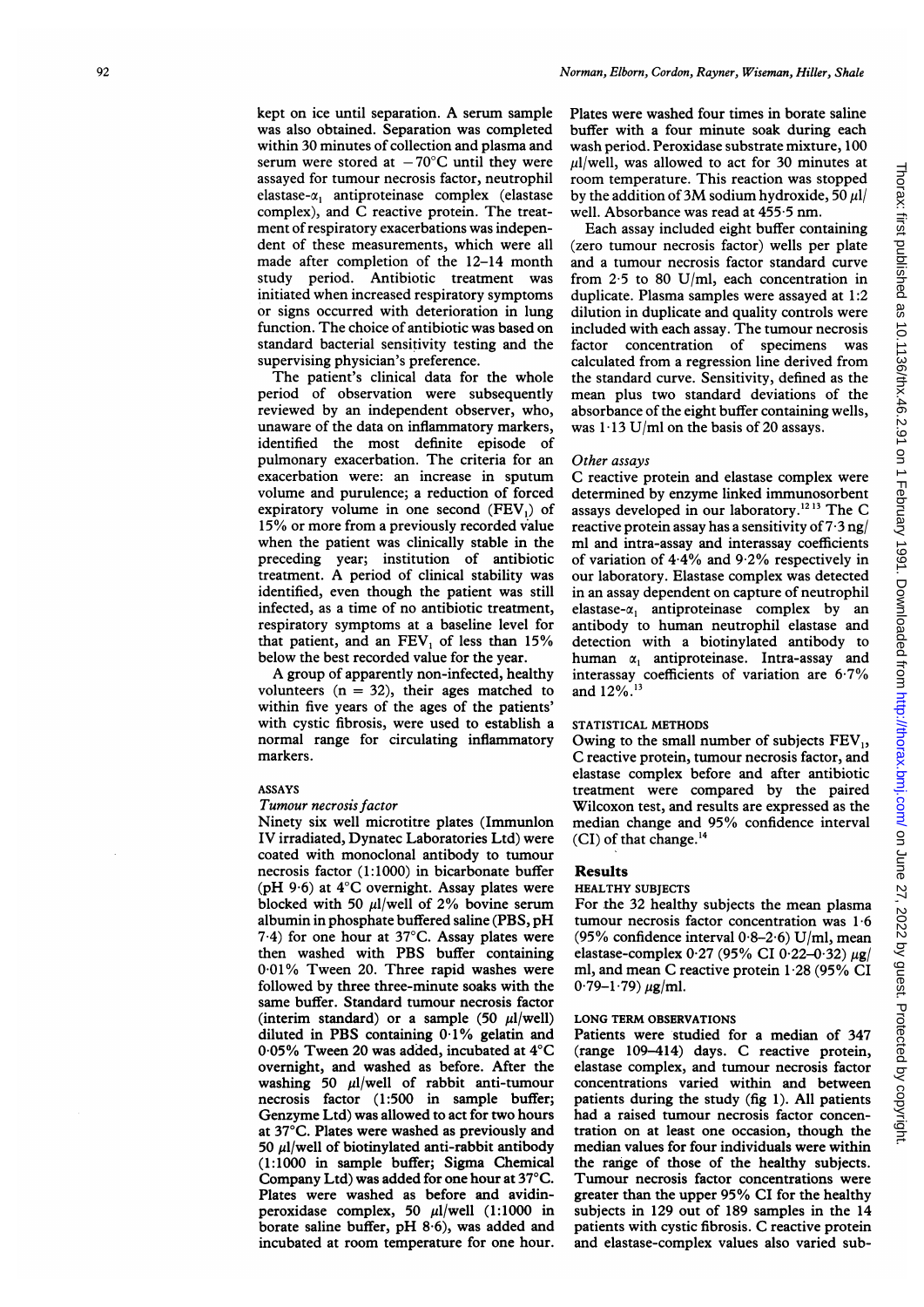kept on ice until separation. A serum sample was also obtained. Separation was completed within 30 minutes of collection and plasma and serum were stored at $-70°C$ until they were assayed for tumour necrosis factor, neutrophil elastase-$\alpha_1$ antiproteinase complex (elastase complex), and C reactive protein. The treatment of respiratory exacerbations was independent of these measurements, which were all made after completion of the 12–14 month study period. Antibiotic treatment was initiated when increased respiratory symptoms or signs occurred with deterioration in lung function. The choice of antibiotic was based on standard bacterial sensitivity testing and the supervising physician's preference.

The patient's clinical data for the whole period of observation were subsequently reviewed by an independent observer, who, unaware of the data on inflammatory markers, identified the most definite episode of pulmonary exacerbation. The criteria for an exacerbation were: an increase in sputum volume and purulence; a reduction of forced expiratory volume in one second ($FEV_1$) of 15% or more from a previously recorded value when the patient was clinically stable in the preceding year; institution of antibiotic treatment. A period of clinical stability was identified, even though the patient was still infected, as a time of no antibiotic treatment, respiratory symptoms at a baseline level for that patient, and an $FEV_1$ of less than 15% below the best recorded value for the year.

A group of apparently non-infected, healthy volunteers (n = 32), their ages matched to within five years of the ages of the patients' with cystic fibrosis, were used to establish a normal range for circulating inflammatory markers.

## ASSAYS

### *Tumour necrosis factor*

Ninety six well microtitre plates (Immunlon IV irradiated, Dynatec Laboratories Ltd) were coated with monoclonal antibody to tumour necrosis factor (1:1000) in bicarbonate buffer (pH 9·6) at 4°C overnight. Assay plates were blocked with 50 µl/well of 2% bovine serum albumin in phosphate buffered saline (PBS, pH 7·4) for one hour at 37°C. Assay plates were then washed with PBS buffer containing 0·01% Tween 20. Three rapid washes were followed by three three-minute soaks with the same buffer. Standard tumour necrosis factor (interim standard) or a sample (50 µl/well) diluted in PBS containing 0·1% gelatin and 0·05% Tween 20 was added, incubated at 4°C overnight, and washed as before. After the washing 50 µl/well of rabbit anti-tumour necrosis factor (1:500 in sample buffer; Genzyme Ltd) was allowed to act for two hours at 37°C. Plates were washed as previously and 50 µl/well of biotinylated anti-rabbit antibody (1:1000 in sample buffer; Sigma Chemical Company Ltd) was added for one hour at 37°C. Plates were washed as before and avidin-peroxidase complex, 50 µl/well (1:1000 in borate saline buffer, pH 8·6), was added and incubated at room temperature for one hour. Plates were washed four times in borate saline buffer with a four minute soak during each wash period. Peroxidase substrate mixture, 100 µl/well, was allowed to act for 30 minutes at room temperature. This reaction was stopped by the addition of 3M sodium hydroxide, 50 µl/well. Absorbance was read at 455·5 nm.

Each assay included eight buffer containing (zero tumour necrosis factor) wells per plate and a tumour necrosis factor standard curve from 2·5 to 80 U/ml, each concentration in duplicate. Plasma samples were assayed at 1:2 dilution in duplicate and quality controls were included with each assay. The tumour necrosis factor concentration of specimens was calculated from a regression line derived from the standard curve. Sensitivity, defined as the mean plus two standard deviations of the absorbance of the eight buffer containing wells, was 1·13 U/ml on the basis of 20 assays.

### *Other assays*

C reactive protein and elastase complex were determined by enzyme linked immunosorbent assays developed in our laboratory.[12,13] The C reactive protein assay has a sensitivity of 7·3 ng/ml and intra-assay and interassay coefficients of variation of 4·4% and 9·2% respectively in our laboratory. Elastase complex was detected in an assay dependent on capture of neutrophil elastase-$\alpha_1$ antiproteinase complex by an antibody to human neutrophil elastase and detection with a biotinylated antibody to human $\alpha_1$ antiproteinase. Intra-assay and interassay coefficients of variation are 6·7% and 12%.[13]

## STATISTICAL METHODS

Owing to the small number of subjects $FEV_1$, C reactive protein, tumour necrosis factor, and elastase complex before and after antibiotic treatment were compared by the paired Wilcoxon test, and results are expressed as the median change and 95% confidence interval (CI) of that change.[14]

# Results

## HEALTHY SUBJECTS

For the 32 healthy subjects the mean plasma tumour necrosis factor concentration was 1·6 (95% confidence interval 0·8–2·6) U/ml, mean elastase-complex 0·27 (95% CI 0·22–0·32) µg/ml, and mean C reactive protein 1·28 (95% CI 0·79–1·79) µg/ml.

## LONG TERM OBSERVATIONS

Patients were studied for a median of 347 (range 109–414) days. C reactive protein, elastase complex, and tumour necrosis factor concentrations varied within and between patients during the study (fig 1). All patients had a raised tumour necrosis factor concentration on at least one occasion, though the median values for four individuals were within the range of those of the healthy subjects. Tumour necrosis factor concentrations were greater than the upper 95% CI for the healthy subjects in 129 out of 189 samples in the 14 patients with cystic fibrosis. C reactive protein and elastase-complex values also varied sub-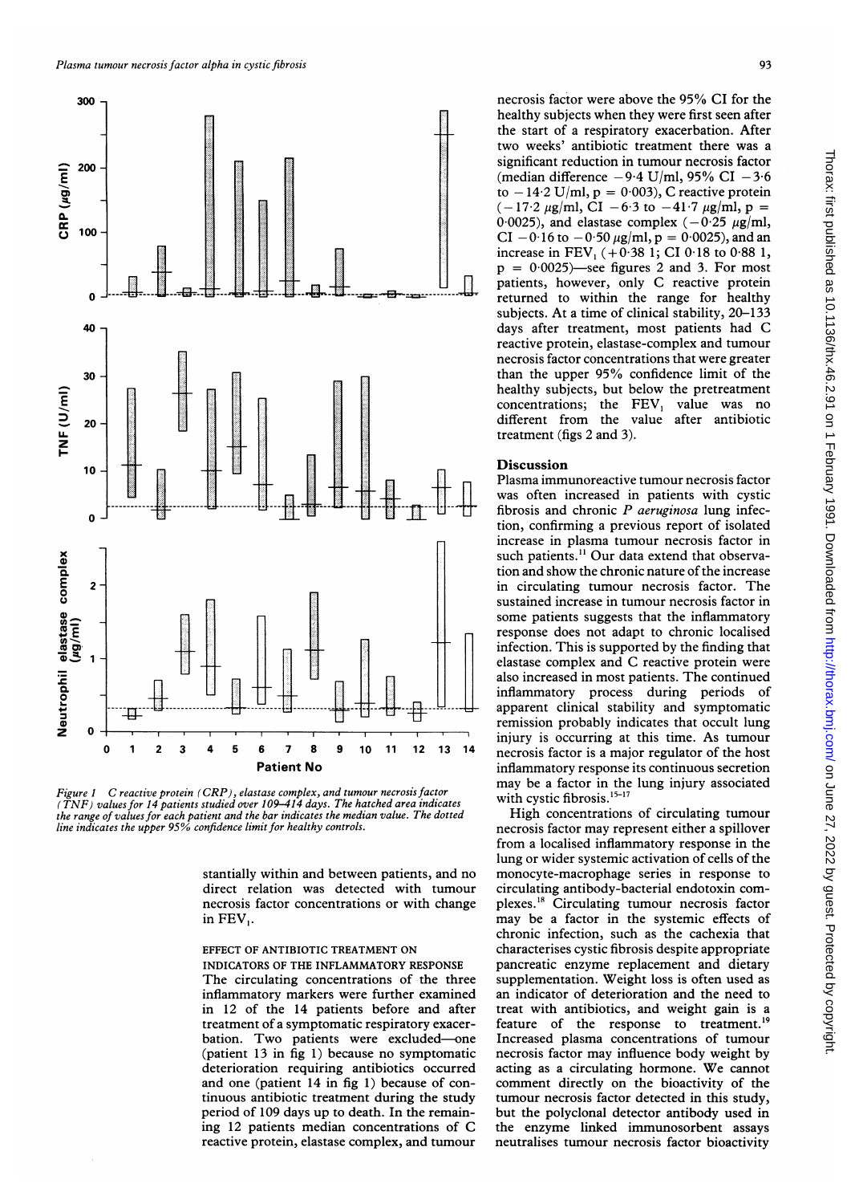*Figure 1 C reactive protein (CRP), elastase complex, and tumour necrosis factor (TNF) values for 14 patients studied over 109–414 days. The hatched area indicates the range of values for each patient and the bar indicates the median value. The dotted line indicates the upper 95% confidence limit for healthy controls.*

stantially within and between patients, and no direct relation was detected with tumour necrosis factor concentrations or with change in $FEV_1$.

EFFECT OF ANTIBIOTIC TREATMENT ON INDICATORS OF THE INFLAMMATORY RESPONSE

The circulating concentrations of the three inflammatory markers were further examined in 12 of the 14 patients before and after treatment of a symptomatic respiratory exacerbation. Two patients were excluded—one (patient 13 in fig 1) because no symptomatic deterioration requiring antibiotics occurred and one (patient 14 in fig 1) because of continuous antibiotic treatment during the study period of 109 days up to death. In the remaining 12 patients median concentrations of C reactive protein, elastase complex, and tumour necrosis factor were above the 95% CI for the healthy subjects when they were first seen after the start of a respiratory exacerbation. After two weeks' antibiotic treatment there was a significant reduction in tumour necrosis factor (median difference −9·4 U/ml, 95% CI −3·6 to −14·2 U/ml, $p = 0·003$), C reactive protein (−17·2 μg/ml, CI −6·3 to −41·7 μg/ml, $p = 0·0025$), and elastase complex (−0·25 μg/ml, CI −0·16 to −0·50 μg/ml, $p = 0·0025$), and an increase in $FEV_1$ (+0·38 l; CI 0·18 to 0·88 l, $p = 0·0025$)—see figures 2 and 3. For most patients, however, only C reactive protein returned to within the range for healthy subjects. At a time of clinical stability, 20–133 days after treatment, most patients had C reactive protein, elastase-complex and tumour necrosis factor concentrations that were greater than the upper 95% confidence limit of the healthy subjects, but below the pretreatment concentrations; the $FEV_1$ value was no different from the value after antibiotic treatment (figs 2 and 3).

## Discussion

Plasma immunoreactive tumour necrosis factor was often increased in patients with cystic fibrosis and chronic *P aeruginosa* lung infection, confirming a previous report of isolated increase in plasma tumour necrosis factor in such patients.[11] Our data extend that observation and show the chronic nature of the increase in circulating tumour necrosis factor. The sustained increase in tumour necrosis factor in some patients suggests that the inflammatory response does not adapt to chronic localised infection. This is supported by the finding that elastase complex and C reactive protein were also increased in most patients. The continued inflammatory process during periods of apparent clinical stability and symptomatic remission probably indicates that occult lung injury is occurring at this time. As tumour necrosis factor is a major regulator of the host inflammatory response its continuous secretion may be a factor in the lung injury associated with cystic fibrosis.[15–17]

High concentrations of circulating tumour necrosis factor may represent either a spillover from a localised inflammatory response in the lung or wider systemic activation of cells of the monocyte-macrophage series in response to circulating antibody-bacterial endotoxin complexes.[18] Circulating tumour necrosis factor may be a factor in the systemic effects of chronic infection, such as the cachexia that characterises cystic fibrosis despite appropriate pancreatic enzyme replacement and dietary supplementation. Weight loss is often used as an indicator of deterioration and the need to treat with antibiotics, and weight gain is a feature of the response to treatment.[19] Increased plasma concentrations of tumour necrosis factor may influence body weight by acting as a circulating hormone. We cannot comment directly on the bioactivity of the tumour necrosis factor detected in this study, but the polyclonal detector antibody used in the enzyme linked immunosorbent assays neutralises tumour necrosis factor bioactivity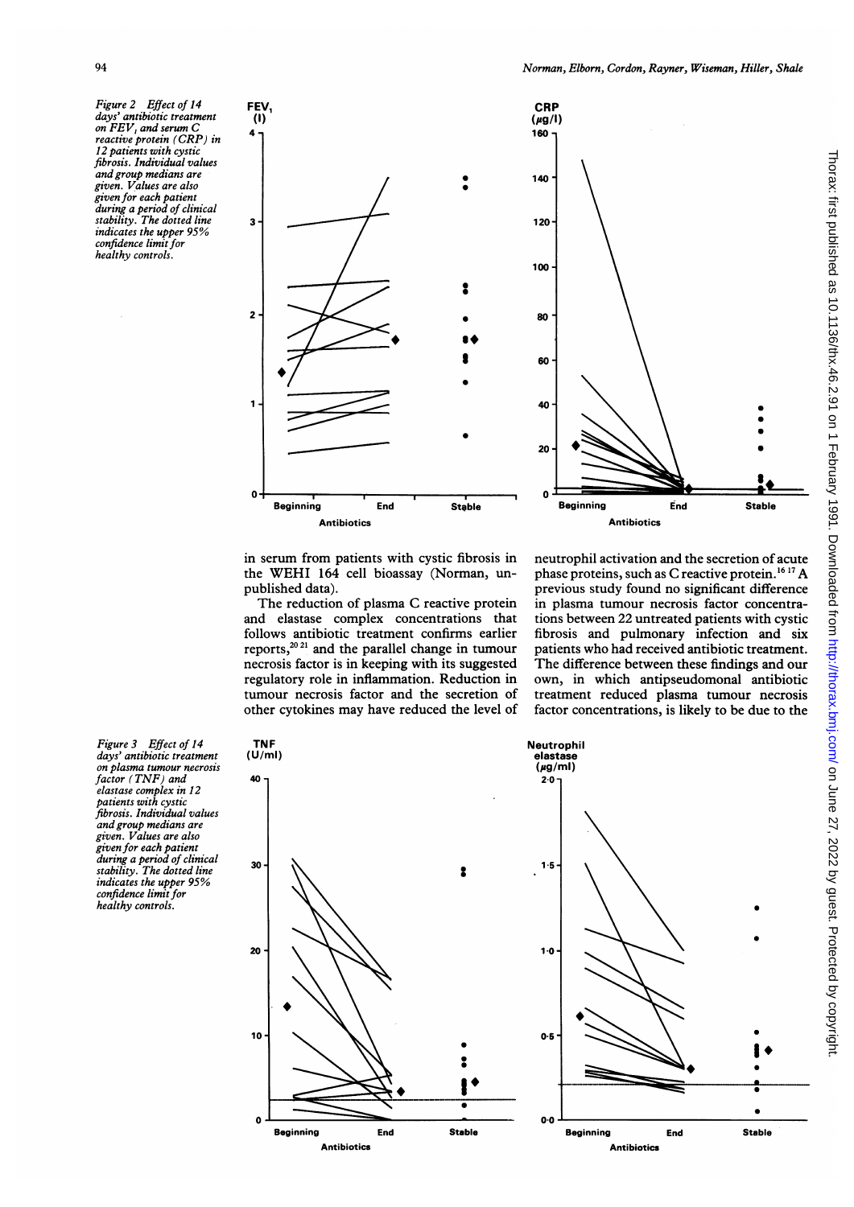*Figure 2 Effect of 14 days' antibiotic treatment on FEV₁ and serum C reactive protein (CRP) in 12 patients with cystic fibrosis. Individual values and group medians are given. Values are also given for each patient during a period of clinical stability. The dotted line indicates the upper 95% confidence limit for healthy controls.*

in serum from patients with cystic fibrosis in the WEHI 164 cell bioassay (Norman, unpublished data).

The reduction of plasma C reactive protein and elastase complex concentrations that follows antibiotic treatment confirms earlier reports,[20 21] and the parallel change in tumour necrosis factor is in keeping with its suggested regulatory role in inflammation. Reduction in tumour necrosis factor and the secretion of other cytokines may have reduced the level of neutrophil activation and the secretion of acute phase proteins, such as C reactive protein.[16 17] A previous study found no significant difference in plasma tumour necrosis factor concentrations between 22 untreated patients with cystic fibrosis and pulmonary infection and six patients who had received antibiotic treatment. The difference between these findings and our own, in which antipseudomonal antibiotic treatment reduced plasma tumour necrosis factor concentrations, is likely to be due to the

*Figure 3 Effect of 14 days' antibiotic treatment on plasma tumour necrosis factor (TNF) and elastase complex in 12 patients with cystic fibrosis. Individual values and group medians are given. Values are also given for each patient during a period of clinical stability. The dotted line indicates the upper 95% confidence limit for healthy controls.*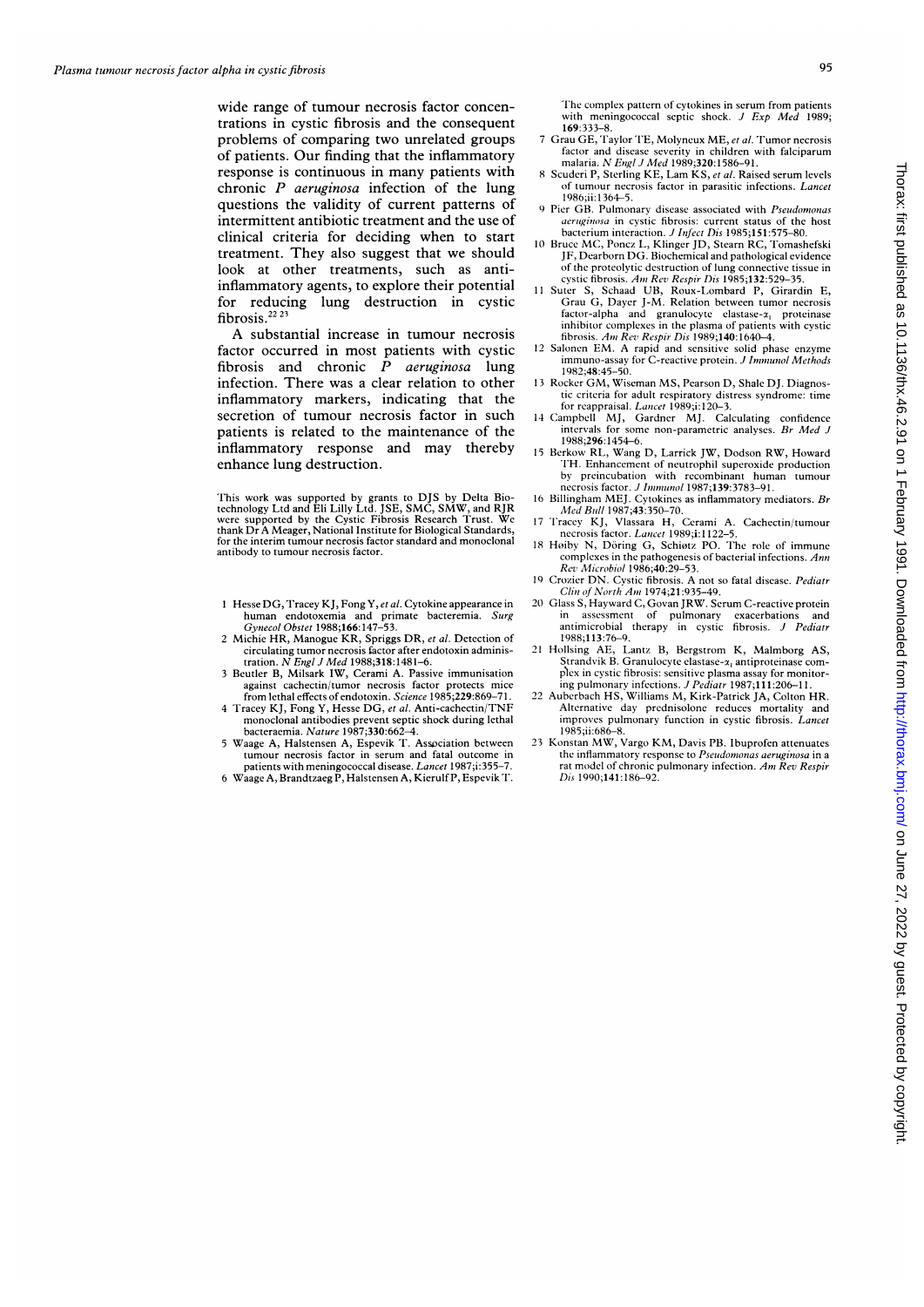wide range of tumour necrosis factor concentrations in cystic fibrosis and the consequent problems of comparing two unrelated groups of patients. Our finding that the inflammatory response is continuous in many patients with chronic *P aeruginosa* infection of the lung questions the validity of current patterns of intermittent antibiotic treatment and the use of clinical criteria for deciding when to start treatment. They also suggest that we should look at other treatments, such as anti-inflammatory agents, to explore their potential for reducing lung destruction in cystic fibrosis.[22 23]

A substantial increase in tumour necrosis factor occurred in most patients with cystic fibrosis and chronic *P aeruginosa* lung infection. There was a clear relation to other inflammatory markers, indicating that the secretion of tumour necrosis factor in such patients is related to the maintenance of the inflammatory response and may thereby enhance lung destruction.

This work was supported by grants to DJS by Delta Biotechnology Ltd and Eli Lilly Ltd. JSE, SMC, SMW, and RJR were supported by the Cystic Fibrosis Research Trust. We thank Dr A Meager, National Institute for Biological Standards, for the interim tumour necrosis factor standard and monoclonal antibody to tumour necrosis factor.

1 Hesse DG, Tracey KJ, Fong Y, *et al*. Cytokine appearance in human endotoxemia and primate bacteremia. *Surg Gynecol Obstet* 1988;**166**:147–53.
2 Michie HR, Manogue KR, Spriggs DR, *et al*. Detection of circulating tumor necrosis factor after endotoxin administration. *N Engl J Med* 1988;**318**:1481–6.
3 Beutler B, Milsark IW, Cerami A. Passive immunisation against cachectin/tumor necrosis factor protects mice from lethal effects of endotoxin. *Science* 1985;**229**:869–71.
4 Tracey KJ, Fong Y, Hesse DG, *et al*. Anti-cachectin/TNF monoclonal antibodies prevent septic shock during lethal bacteraemia. *Nature* 1987;**330**:662–4.
5 Waage A, Halstensen A, Espevik T. Association between tumour necrosis factor in serum and fatal outcome in patients with meningococcal disease. *Lancet* 1987;i:355–7.
6 Waage A, Brandtzaeg P, Halstensen A, Kierulf P, Espevik T. The complex pattern of cytokines in serum from patients with meningococcal septic shock. *J Exp Med* 1989; **169**:333–8.
7 Grau GE, Taylor TE, Molyneux ME, *et al*. Tumor necrosis factor and disease severity in children with falciparum malaria. *N Engl J Med* 1989;**320**:1586–91.
8 Scuderi P, Sterling KE, Lam KS, *et al*. Raised serum levels of tumour necrosis factor in parasitic infections. *Lancet* 1986;ii:1364–5.
9 Pier GB. Pulmonary disease associated with *Pseudomonas aeruginosa* in cystic fibrosis: current status of the host bacterium interaction. *J Infect Dis* 1985;**151**:575–80.
10 Bruce MC, Poncz L, Klinger JD, Stearn RC, Tomashefski JF, Dearborn DG. Biochemical and pathological evidence of the proteolytic destruction of lung connective tissue in cystic fibrosis. *Am Rev Respir Dis* 1985;**132**:529–35.
11 Suter S, Schaad UB, Roux-Lombard P, Girardin E, Grau G, Dayer J-M. Relation between tumor necrosis factor-alpha and granulocyte elastase-$\alpha_1$ proteinase inhibitor complexes in the plasma of patients with cystic fibrosis. *Am Rev Respir Dis* 1989;**140**:1640–4.
12 Salonen EM. A rapid and sensitive solid phase enzyme immuno-assay for C-reactive protein. *J Immunol Methods* 1982;**48**:45–50.
13 Rocker GM, Wiseman MS, Pearson D, Shale DJ. Diagnostic criteria for adult respiratory distress syndrome: time for reappraisal. *Lancet* 1989;i:120–3.
14 Campbell MJ, Gardner MJ. Calculating confidence intervals for some non-parametric analyses. *Br Med J* 1988;**296**:1454–6.
15 Berkow RL, Wang D, Larrick JW, Dodson RW, Howard TH. Enhancement of neutrophil superoxide production by preincubation with recombinant human tumour necrosis factor. *J Immunol* 1987;**139**:3783–91.
16 Billingham MEJ. Cytokines as inflammatory mediators. *Br Med Bull* 1987;**43**:350–70.
17 Tracey KJ, Vlassara H, Cerami A. Cachectin/tumour necrosis factor. *Lancet* 1989;i:1122–5.
18 Høiby N, Döring G, Schiøtz PO. The role of immune complexes in the pathogenesis of bacterial infections. *Ann Rev Microbiol* 1986;**40**:29–53.
19 Crozier DN. Cystic fibrosis. A not so fatal disease. *Pediatr Clin of North Am* 1974;**21**:935–49.
20 Glass S, Hayward C, Govan JRW. Serum C-reactive protein in assessment of pulmonary exacerbations and antimicrobial therapy in cystic fibrosis. *J Pediatr* 1988;**113**:76–9.
21 Hollsing AE, Lantz B, Bergstrom K, Malmborg AS, Strandvik B. Granulocyte elastase-$\alpha_1$ antiproteinase complex in cystic fibrosis: sensitive plasma assay for monitoring pulmonary infections. *J Pediatr* 1987;**111**:206–11.
22 Auberbach HS, Williams M, Kirk-Patrick JA, Colton HR. Alternative day prednisolone reduces mortality and improves pulmonary function in cystic fibrosis. *Lancet* 1985;ii:686–8.
23 Konstan MW, Vargo KM, Davis PB. Ibuprofen attenuates the inflammatory response to *Pseudomonas aeruginosa* in a rat model of chronic pulmonary infection. *Am Rev Respir Dis* 1990;**141**:186–92.